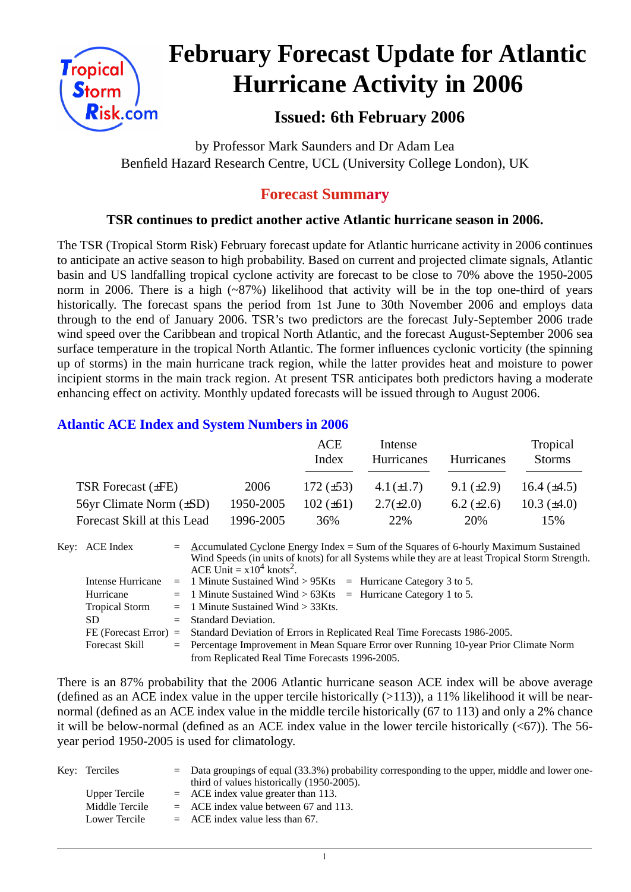# February Forecast Update for Atlantic Hurricane Activity in 2006

## Issued: 6th February 2006

by Professor Mark Saunders and Dr Adam Lea
Benfield Hazard Research Centre, UCL (University College London), UK

## Forecast Summary

**TSR continues to predict another active Atlantic hurricane season in 2006.**

The TSR (Tropical Storm Risk) February forecast update for Atlantic hurricane activity in 2006 continues to anticipate an active season to high probability. Based on current and projected climate signals, Atlantic basin and US landfalling tropical cyclone activity are forecast to be close to 70% above the 1950-2005 norm in 2006. There is a high (~87%) likelihood that activity will be in the top one-third of years historically. The forecast spans the period from 1st June to 30th November 2006 and employs data through to the end of January 2006. TSR's two predictors are the forecast July-September 2006 trade wind speed over the Caribbean and tropical North Atlantic, and the forecast August-September 2006 sea surface temperature in the tropical North Atlantic. The former influences cyclonic vorticity (the spinning up of storms) in the main hurricane track region, while the latter provides heat and moisture to power incipient storms in the main track region. At present TSR anticipates both predictors having a moderate enhancing effect on activity. Monthly updated forecasts will be issued through to August 2006.

### Atlantic ACE Index and System Numbers in 2006

| | | ACE Index | Intense Hurricanes | Hurricanes | Tropical Storms |
|---|---|---|---|---|---|
| TSR Forecast (±FE) | 2006 | 172 (±53) | 4.1 (±1.7) | 9.1 (±2.9) | 16.4 (±4.5) |
| 56yr Climate Norm (±SD) | 1950-2005 | 102 (±61) | 2.7(±2.0) | 6.2 (±2.6) | 10.3 (±4.0) |
| Forecast Skill at this Lead | 1996-2005 | 36% | 22% | 20% | 15% |

Key:
- ACE Index = Accumulated Cyclone Energy Index = Sum of the Squares of 6-hourly Maximum Sustained Wind Speeds (in units of knots) for all Systems while they are at least Tropical Storm Strength. ACE Unit = $x10^4$ knots$^2$.
- Intense Hurricane = 1 Minute Sustained Wind > 95Kts = Hurricane Category 3 to 5.
- Hurricane = 1 Minute Sustained Wind > 63Kts = Hurricane Category 1 to 5.
- Tropical Storm = 1 Minute Sustained Wind > 33Kts.
- SD = Standard Deviation.
- FE (Forecast Error) = Standard Deviation of Errors in Replicated Real Time Forecasts 1986-2005.
- Forecast Skill = Percentage Improvement in Mean Square Error over Running 10-year Prior Climate Norm from Replicated Real Time Forecasts 1996-2005.

There is an 87% probability that the 2006 Atlantic hurricane season ACE index will be above average (defined as an ACE index value in the upper tercile historically (>113)), a 11% likelihood it will be near-normal (defined as an ACE index value in the middle tercile historically (67 to 113) and only a 2% chance it will be below-normal (defined as an ACE index value in the lower tercile historically (<67)). The 56-year period 1950-2005 is used for climatology.

Key:
- Terciles = Data groupings of equal (33.3%) probability corresponding to the upper, middle and lower one-third of values historically (1950-2005).
- Upper Tercile = ACE index value greater than 113.
- Middle Tercile = ACE index value between 67 and 113.
- Lower Tercile = ACE index value less than 67.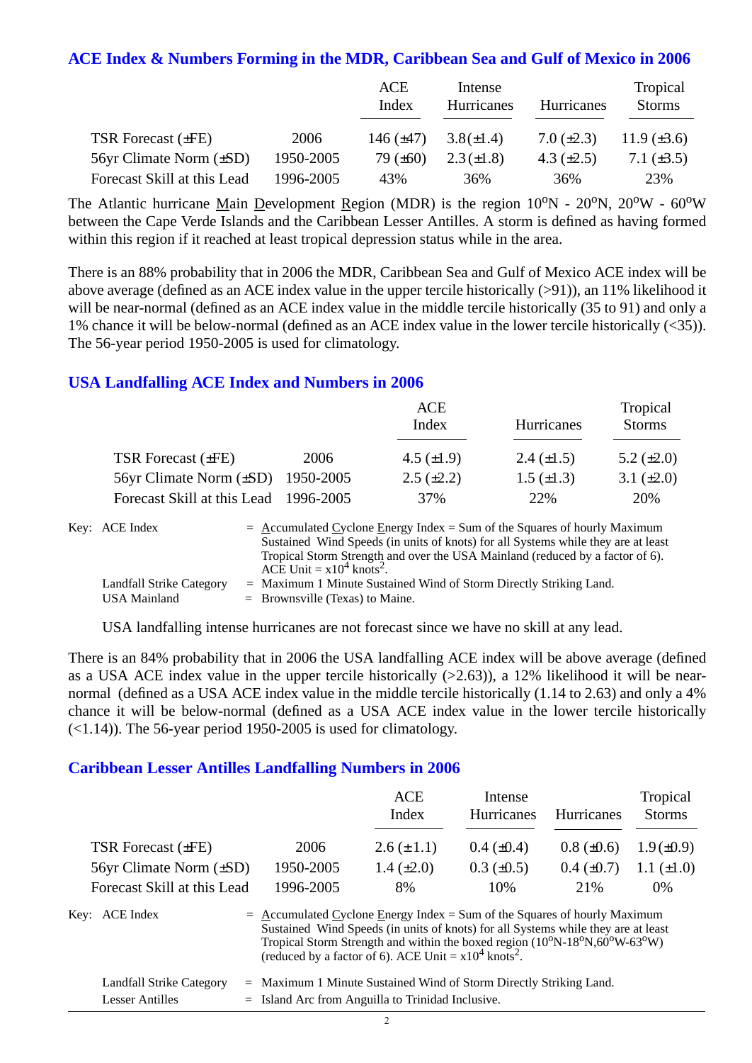## ACE Index & Numbers Forming in the MDR, Caribbean Sea and Gulf of Mexico in 2006

| | | ACE Index | Intense Hurricanes | Hurricanes | Tropical Storms |
|---|---|---|---|---|---|
| TSR Forecast (±FE) | 2006 | 146 (±47) | 3.8(±1.4) | 7.0 (±2.3) | 11.9 (±3.6) |
| 56yr Climate Norm (±SD) | 1950-2005 | 79 (±60) | 2.3(±1.8) | 4.3 (±2.5) | 7.1 (±3.5) |
| Forecast Skill at this Lead | 1996-2005 | 43% | 36% | 36% | 23% |

The Atlantic hurricane Main Development Region (MDR) is the region 10°N - 20°N, 20°W - 60°W between the Cape Verde Islands and the Caribbean Lesser Antilles. A storm is defined as having formed within this region if it reached at least tropical depression status while in the area.

There is an 88% probability that in 2006 the MDR, Caribbean Sea and Gulf of Mexico ACE index will be above average (defined as an ACE index value in the upper tercile historically (>91)), an 11% likelihood it will be near-normal (defined as an ACE index value in the middle tercile historically (35 to 91) and only a 1% chance it will be below-normal (defined as an ACE index value in the lower tercile historically (<35)). The 56-year period 1950-2005 is used for climatology.

## USA Landfalling ACE Index and Numbers in 2006

| | | ACE Index | Hurricanes | Tropical Storms |
|---|---|---|---|---|
| TSR Forecast (±FE) | 2006 | 4.5 (±1.9) | 2.4 (±1.5) | 5.2 (±2.0) |
| 56yr Climate Norm (±SD) | 1950-2005 | 2.5 (±2.2) | 1.5 (±1.3) | 3.1 (±2.0) |
| Forecast Skill at this Lead | 1996-2005 | 37% | 22% | 20% |

Key: ACE Index = Accumulated Cyclone Energy Index = Sum of the Squares of hourly Maximum Sustained Wind Speeds (in units of knots) for all Systems while they are at least Tropical Storm Strength and over the USA Mainland (reduced by a factor of 6). ACE Unit = $x10^4$ $knots^2$.

Landfall Strike Category = Maximum 1 Minute Sustained Wind of Storm Directly Striking Land.

USA Mainland = Brownsville (Texas) to Maine.

USA landfalling intense hurricanes are not forecast since we have no skill at any lead.

There is an 84% probability that in 2006 the USA landfalling ACE index will be above average (defined as a USA ACE index value in the upper tercile historically (>2.63)), a 12% likelihood it will be near-normal (defined as a USA ACE index value in the middle tercile historically (1.14 to 2.63) and only a 4% chance it will be below-normal (defined as a USA ACE index value in the lower tercile historically (<1.14)). The 56-year period 1950-2005 is used for climatology.

## Caribbean Lesser Antilles Landfalling Numbers in 2006

| | | ACE Index | Intense Hurricanes | Hurricanes | Tropical Storms |
|---|---|---|---|---|---|
| TSR Forecast (±FE) | 2006 | 2.6 (±1.1) | 0.4 (±0.4) | 0.8 (±0.6) | 1.9(±0.9) |
| 56yr Climate Norm (±SD) | 1950-2005 | 1.4 (±2.0) | 0.3 (±0.5) | 0.4 (±0.7) | 1.1 (±1.0) |
| Forecast Skill at this Lead | 1996-2005 | 8% | 10% | 21% | 0% |

Key: ACE Index = Accumulated Cyclone Energy Index = Sum of the Squares of hourly Maximum Sustained Wind Speeds (in units of knots) for all Systems while they are at least Tropical Storm Strength and within the boxed region (10°N-18°N,60°W-63°W) (reduced by a factor of 6). ACE Unit = $x10^4$ $knots^2$.

Landfall Strike Category = Maximum 1 Minute Sustained Wind of Storm Directly Striking Land.

Lesser Antilles = Island Arc from Anguilla to Trinidad Inclusive.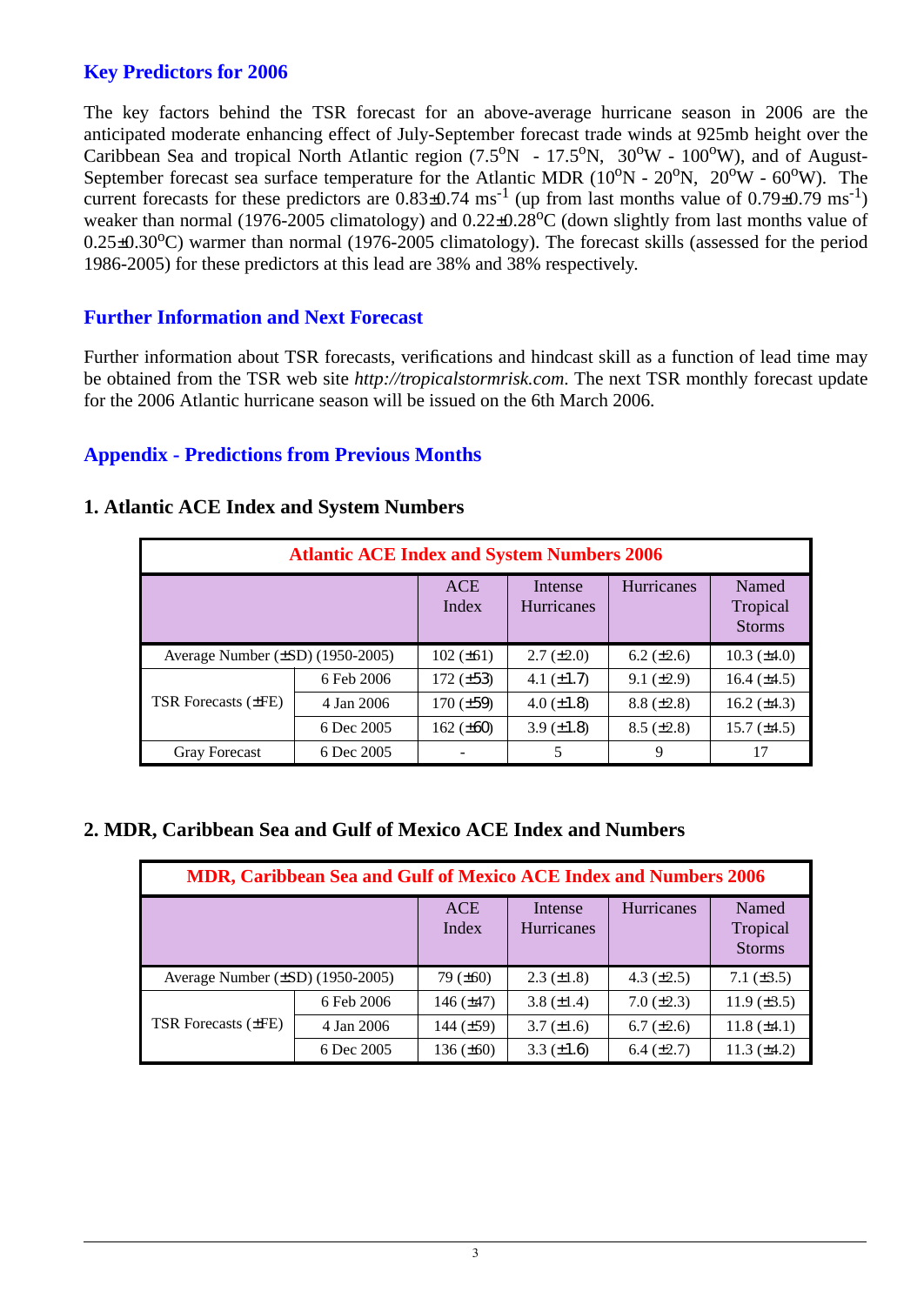## Key Predictors for 2006

The key factors behind the TSR forecast for an above-average hurricane season in 2006 are the anticipated moderate enhancing effect of July-September forecast trade winds at 925mb height over the Caribbean Sea and tropical North Atlantic region (7.5°N - 17.5°N, 30°W - 100°W), and of August-September forecast sea surface temperature for the Atlantic MDR (10°N - 20°N, 20°W - 60°W). The current forecasts for these predictors are 0.83±0.74 $ms^{-1}$ (up from last months value of 0.79±0.79 $ms^{-1}$) weaker than normal (1976-2005 climatology) and 0.22±0.28°C (down slightly from last months value of 0.25±0.30°C) warmer than normal (1976-2005 climatology). The forecast skills (assessed for the period 1986-2005) for these predictors at this lead are 38% and 38% respectively.

## Further Information and Next Forecast

Further information about TSR forecasts, verifications and hindcast skill as a function of lead time may be obtained from the TSR web site *http://tropicalstormrisk.com*. The next TSR monthly forecast update for the 2006 Atlantic hurricane season will be issued on the 6th March 2006.

## Appendix - Predictions from Previous Months

### 1. Atlantic ACE Index and System Numbers

| Atlantic ACE Index and System Numbers 2006 | | | | | |
|---|---|---|---|---|---|
| | | ACE Index | Intense Hurricanes | Hurricanes | Named Tropical Storms |
| Average Number (±SD) (1950-2005) | | 102 (±61) | 2.7 (±2.0) | 6.2 (±2.6) | 10.3 (±4.0) |
| TSR Forecasts (±FE) | 6 Feb 2006 | 172 (±53) | 4.1 (±1.7) | 9.1 (±2.9) | 16.4 (±4.5) |
| | 4 Jan 2006 | 170 (±59) | 4.0 (±1.8) | 8.8 (±2.8) | 16.2 (±4.3) |
| | 6 Dec 2005 | 162 (±60) | 3.9 (±1.8) | 8.5 (±2.8) | 15.7 (±4.5) |
| Gray Forecast | 6 Dec 2005 | - | 5 | 9 | 17 |

### 2. MDR, Caribbean Sea and Gulf of Mexico ACE Index and Numbers

| MDR, Caribbean Sea and Gulf of Mexico ACE Index and Numbers 2006 | | | | | |
|---|---|---|---|---|---|
| | | ACE Index | Intense Hurricanes | Hurricanes | Named Tropical Storms |
| Average Number (±SD) (1950-2005) | | 79 (±60) | 2.3 (±1.8) | 4.3 (±2.5) | 7.1 (±3.5) |
| TSR Forecasts (±FE) | 6 Feb 2006 | 146 (±47) | 3.8 (±1.4) | 7.0 (±2.3) | 11.9 (±3.5) |
| | 4 Jan 2006 | 144 (±59) | 3.7 (±1.6) | 6.7 (±2.6) | 11.8 (±4.1) |
| | 6 Dec 2005 | 136 (±60) | 3.3 (±1.6) | 6.4 (±2.7) | 11.3 (±4.2) |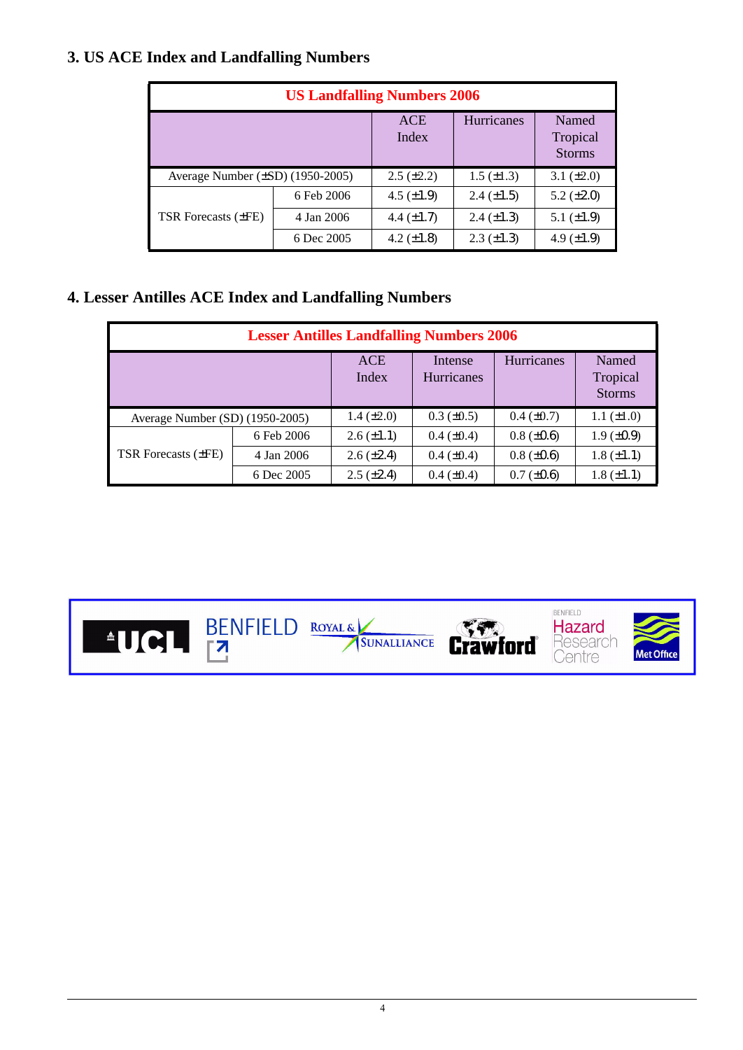## 3. US ACE Index and Landfalling Numbers

| US Landfalling Numbers 2006 | | | | |
|---|---|---|---|---|
| | | ACE Index | Hurricanes | Named Tropical Storms |
| Average Number (±SD) (1950-2005) | | 2.5 (±2.2) | 1.5 (±1.3) | 3.1 (±2.0) |
| TSR Forecasts (±FE) | 6 Feb 2006 | 4.5 (±1.9) | 2.4 (±1.5) | 5.2 (±2.0) |
| | 4 Jan 2006 | 4.4 (±1.7) | 2.4 (±1.3) | 5.1 (±1.9) |
| | 6 Dec 2005 | 4.2 (±1.8) | 2.3 (±1.3) | 4.9 (±1.9) |

## 4. Lesser Antilles ACE Index and Landfalling Numbers

| Lesser Antilles Landfalling Numbers 2006 | | | | | |
|---|---|---|---|---|---|
| | | ACE Index | Intense Hurricanes | Hurricanes | Named Tropical Storms |
| Average Number (SD) (1950-2005) | | 1.4 (±2.0) | 0.3 (±0.5) | 0.4 (±0.7) | 1.1 (±1.0) |
| TSR Forecasts (±FE) | 6 Feb 2006 | 2.6 (±1.1) | 0.4 (±0.4) | 0.8 (±0.6) | 1.9 (±0.9) |
| | 4 Jan 2006 | 2.6 (±2.4) | 0.4 (±0.4) | 0.8 (±0.6) | 1.8 (±1.1) |
| | 6 Dec 2005 | 2.5 (±2.4) | 0.4 (±0.4) | 0.7 (±0.6) | 1.8 (±1.1) |

UCL | BENFIELD | ROYAL & SUNALLIANCE | Crawford | BENFIELD Hazard Research Centre | Met Office